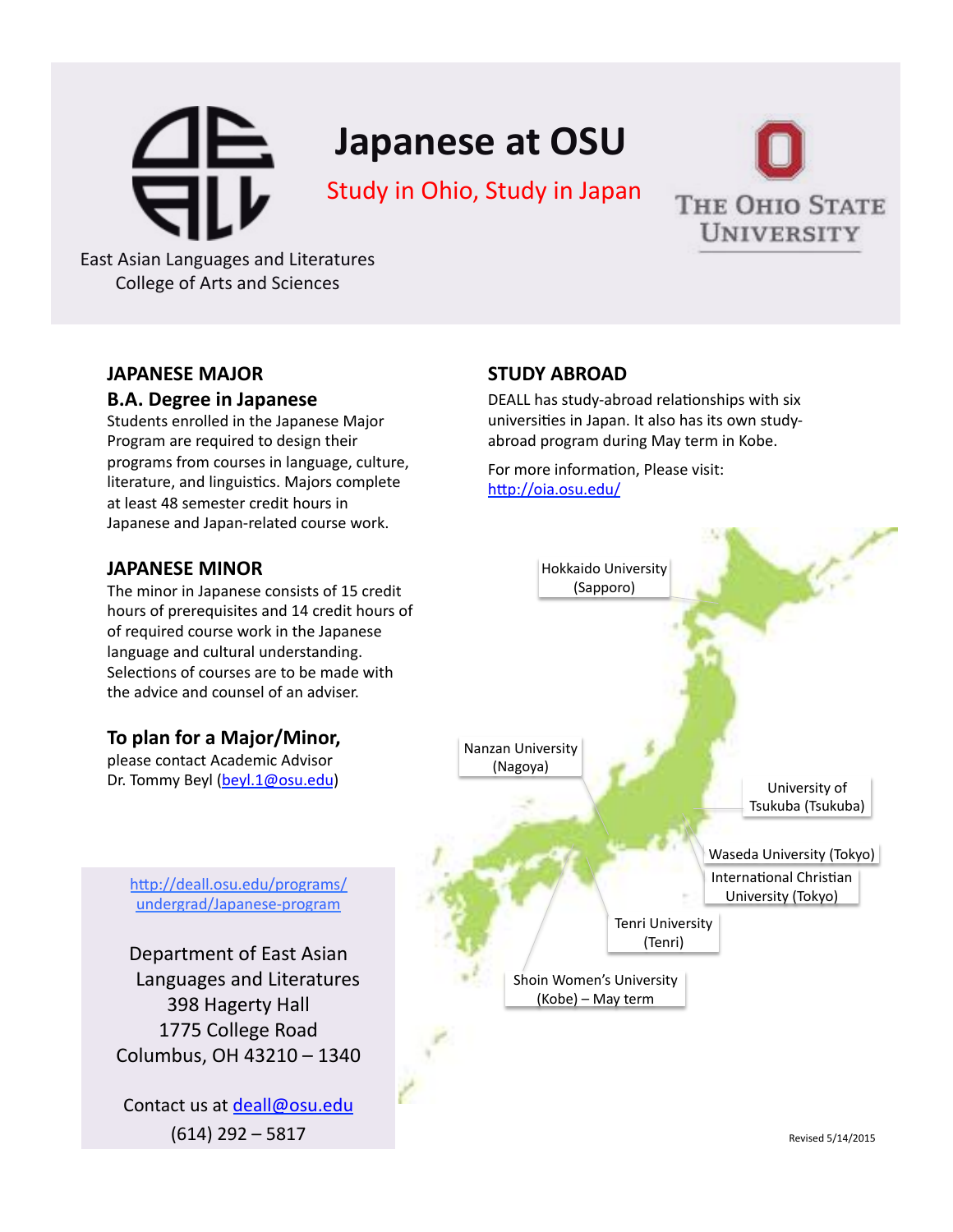# Japanese at OSU

Study in Ohio, Study in Japan

East Asian Languages and Literatures
College of Arts and Sciences

THE OHIO STATE UNIVERSITY

## JAPANESE MAJOR

### B.A. Degree in Japanese

Students enrolled in the Japanese Major Program are required to design their programs from courses in language, culture, literature, and linguistics. Majors complete at least 48 semester credit hours in Japanese and Japan-related course work.

## JAPANESE MINOR

The minor in Japanese consists of 15 credit hours of prerequisites and 14 credit hours of of required course work in the Japanese language and cultural understanding. Selections of courses are to be made with the advice and counsel of an adviser.

### To plan for a Major/Minor,

please contact Academic Advisor
Dr. Tommy Beyl (beyl.1@osu.edu)

http://deall.osu.edu/programs/undergrad/Japanese-program

Department of East Asian Languages and Literatures
398 Hagerty Hall
1775 College Road
Columbus, OH 43210 – 1340

Contact us at deall@osu.edu
(614) 292 – 5817

## STUDY ABROAD

DEALL has study-abroad relationships with six universities in Japan. It also has its own study-abroad program during May term in Kobe.

For more information, Please visit:
http://oia.osu.edu/

- Hokkaido University (Sapporo)
- Nanzan University (Nagoya)
- University of Tsukuba (Tsukuba)
- Waseda University (Tokyo)
- International Christian University (Tokyo)
- Tenri University (Tenri)
- Shoin Women's University (Kobe) – May term

Revised 5/14/2015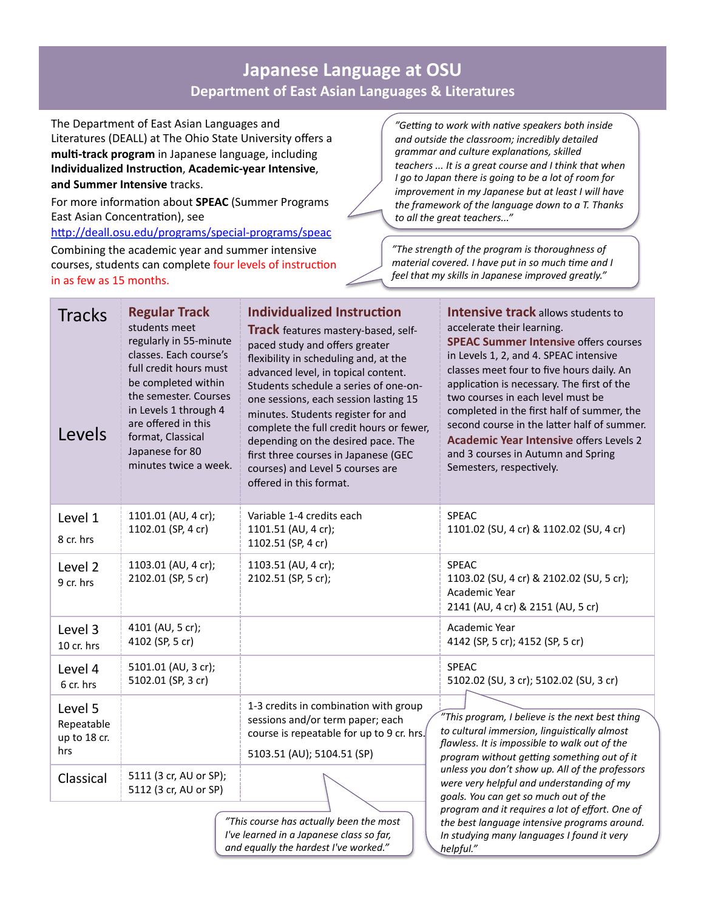# Japanese Language at OSU

## Department of East Asian Languages & Literatures

The Department of East Asian Languages and Literatures (DEALL) at The Ohio State University offers a **multi-track program** in Japanese language, including **Individualized Instruction**, **Academic-year Intensive**, **and Summer Intensive** tracks.

For more information about **SPEAC** (Summer Programs East Asian Concentration), see http://deall.osu.edu/programs/special-programs/speac

Combining the academic year and summer intensive courses, students can complete four levels of instruction in as few as 15 months.

*"Getting to work with native speakers both inside and outside the classroom; incredibly detailed grammar and culture explanations, skilled teachers ... It is a great course and I think that when I go to Japan there is going to be a lot of room for improvement in my Japanese but at least I will have the framework of the language down to a T. Thanks to all the great teachers..."*

*"The strength of the program is thoroughness of material covered. I have put in so much time and I feel that my skills in Japanese improved greatly."*

| Tracks / Levels | **Regular Track** students meet regularly in 55-minute classes. Each course's full credit hours must be completed within the semester. Courses in Levels 1 through 4 are offered in this format, Classical Japanese for 80 minutes twice a week. | **Individualized Instruction Track** features mastery-based, self-paced study and offers greater flexibility in scheduling and, at the advanced level, in topical content. Students schedule a series of one-on-one sessions, each session lasting 15 minutes. Students register for and complete the full credit hours or fewer, depending on the desired pace. The first three courses in Japanese (GEC courses) and Level 5 courses are offered in this format. | **Intensive track** allows students to accelerate their learning. **SPEAC Summer Intensive** offers courses in Levels 1, 2, and 4. SPEAC intensive classes meet four to five hours daily. An application is necessary. The first of the two courses in each level must be completed in the first half of summer, the second course in the latter half of summer. **Academic Year Intensive** offers Levels 2 and 3 courses in Autumn and Spring Semesters, respectively. |
|---|---|---|---|
| Level 1<br>8 cr. hrs | 1101.01 (AU, 4 cr);<br>1102.01 (SP, 4 cr) | Variable 1-4 credits each<br>1101.51 (AU, 4 cr);<br>1102.51 (SP, 4 cr) | SPEAC<br>1101.02 (SU, 4 cr) & 1102.02 (SU, 4 cr) |
| Level 2<br>9 cr. hrs | 1103.01 (AU, 4 cr);<br>2102.01 (SP, 5 cr) | 1103.51 (AU, 4 cr);<br>2102.51 (SP, 5 cr); | SPEAC<br>1103.02 (SU, 4 cr) & 2102.02 (SU, 5 cr);<br>Academic Year<br>2141 (AU, 4 cr) & 2151 (AU, 5 cr) |
| Level 3<br>10 cr. hrs | 4101 (AU, 5 cr);<br>4102 (SP, 5 cr) | | Academic Year<br>4142 (SP, 5 cr); 4152 (SP, 5 cr) |
| Level 4<br>6 cr. hrs | 5101.01 (AU, 3 cr);<br>5102.01 (SP, 3 cr) | | SPEAC<br>5102.02 (SU, 3 cr); 5102.02 (SU, 3 cr) |
| Level 5<br>Repeatable up to 18 cr. hrs | | 1-3 credits in combination with group sessions and/or term paper; each course is repeatable for up to 9 cr. hrs.<br>5103.51 (AU); 5104.51 (SP) | |
| Classical | 5111 (3 cr, AU or SP);<br>5112 (3 cr, AU or SP) | | |

*"This course has actually been the most I've learned in a Japanese class so far, and equally the hardest I've worked."*

*"This program, I believe is the next best thing to cultural immersion, linguistically almost flawless. It is impossible to walk out of the program without getting something out of it unless you don't show up. All of the professors were very helpful and understanding of my goals. You can get so much out of the program and it requires a lot of effort. One of the best language intensive programs around. In studying many languages I found it very helpful."*